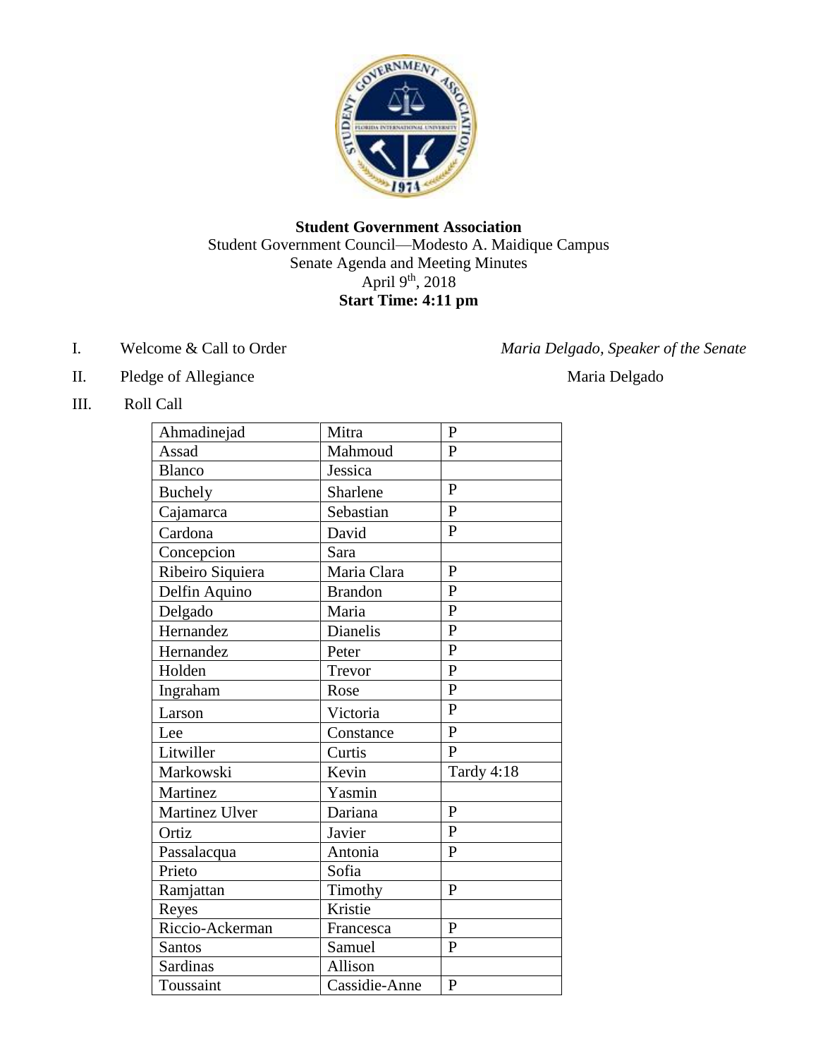**Student Government Association**

Student Government Council—Modesto A. Maidique Campus

Senate Agenda and Meeting Minutes

April 9th, 2018

**Start Time: 4:11 pm**

I. Welcome & Call to Order *Maria Delgado, Speaker of the Senate*

II. Pledge of Allegiance Maria Delgado

III. Roll Call

| | | |
|---|---|---|
| Ahmadinejad | Mitra | P |
| Assad | Mahmoud | P |
| Blanco | Jessica | |
| Buchely | Sharlene | P |
| Cajamarca | Sebastian | P |
| Cardona | David | P |
| Concepcion | Sara | |
| Ribeiro Siquiera | Maria Clara | P |
| Delfin Aquino | Brandon | P |
| Delgado | Maria | P |
| Hernandez | Dianelis | P |
| Hernandez | Peter | P |
| Holden | Trevor | P |
| Ingraham | Rose | P |
| Larson | Victoria | P |
| Lee | Constance | P |
| Litwiller | Curtis | P |
| Markowski | Kevin | Tardy 4:18 |
| Martinez | Yasmin | |
| Martinez Ulver | Dariana | P |
| Ortiz | Javier | P |
| Passalacqua | Antonia | P |
| Prieto | Sofia | |
| Ramjattan | Timothy | P |
| Reyes | Kristie | |
| Riccio-Ackerman | Francesca | P |
| Santos | Samuel | P |
| Sardinas | Allison | |
| Toussaint | Cassidie-Anne | P |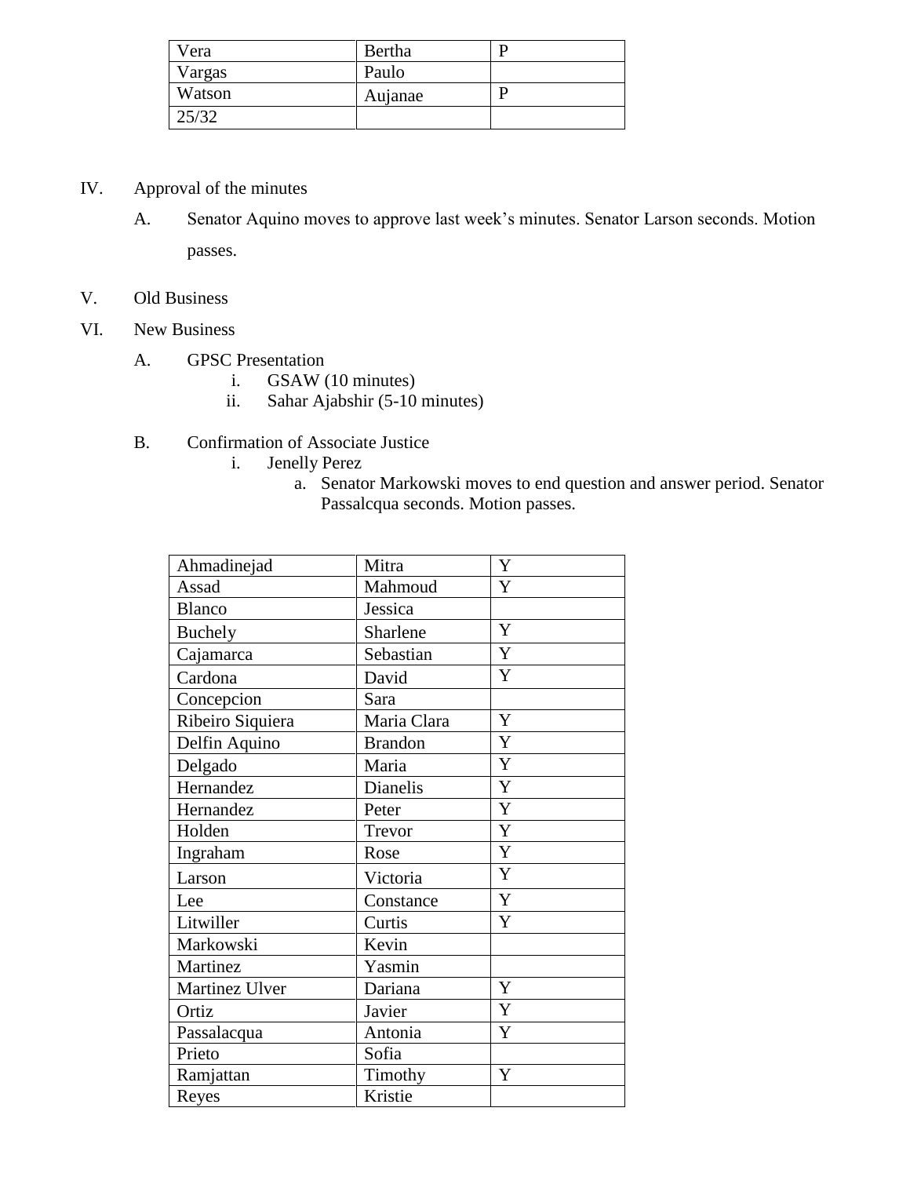| | | |
|---|---|---|
| Vera | Bertha | P |
| Vargas | Paulo | |
| Watson | Aujanae | P |
| 25/32 | | |

IV. Approval of the minutes

A. Senator Aquino moves to approve last week's minutes. Senator Larson seconds. Motion passes.

V. Old Business

VI. New Business

A. GPSC Presentation

i. GSAW (10 minutes)

ii. Sahar Ajabshir (5-10 minutes)

B. Confirmation of Associate Justice

i. Jenelly Perez

a. Senator Markowski moves to end question and answer period. Senator Passalcqua seconds. Motion passes.

| | | |
|---|---|---|
| Ahmadinejad | Mitra | Y |
| Assad | Mahmoud | Y |
| Blanco | Jessica | |
| Buchely | Sharlene | Y |
| Cajamarca | Sebastian | Y |
| Cardona | David | Y |
| Concepcion | Sara | |
| Ribeiro Siquiera | Maria Clara | Y |
| Delfin Aquino | Brandon | Y |
| Delgado | Maria | Y |
| Hernandez | Dianelis | Y |
| Hernandez | Peter | Y |
| Holden | Trevor | Y |
| Ingraham | Rose | Y |
| Larson | Victoria | Y |
| Lee | Constance | Y |
| Litwiller | Curtis | Y |
| Markowski | Kevin | |
| Martinez | Yasmin | |
| Martinez Ulver | Dariana | Y |
| Ortiz | Javier | Y |
| Passalacqua | Antonia | Y |
| Prieto | Sofia | |
| Ramjattan | Timothy | Y |
| Reyes | Kristie | |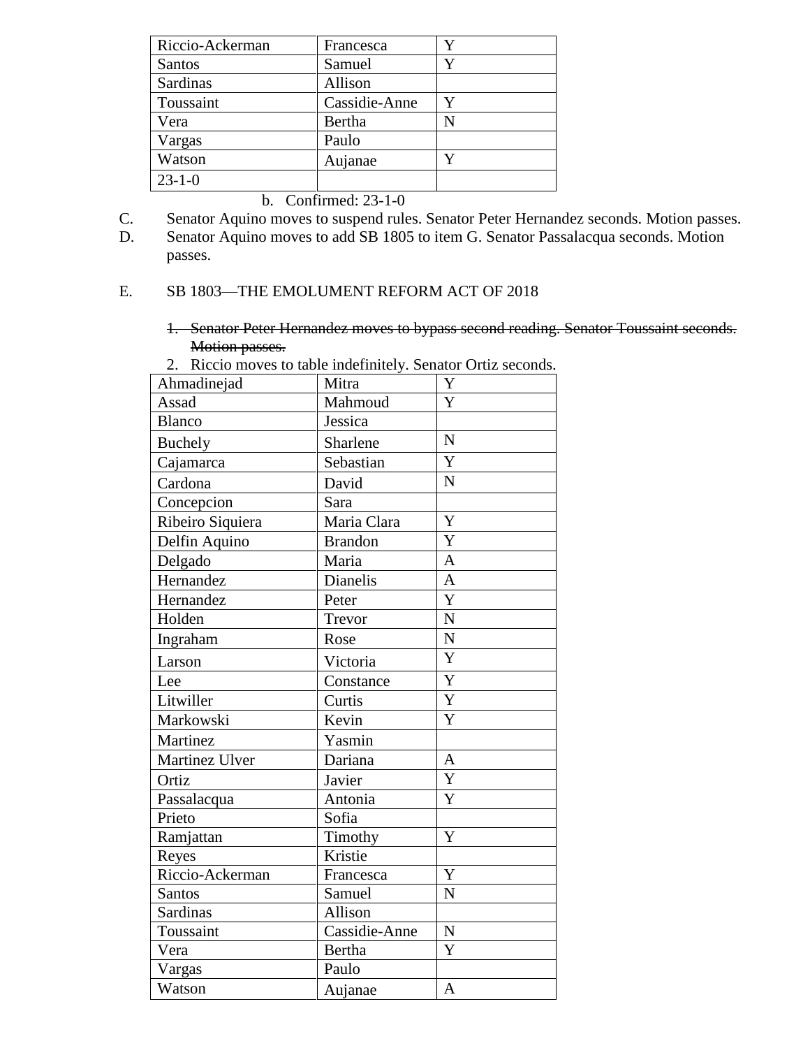| | | |
|---|---|---|
| Riccio-Ackerman | Francesca | Y |
| Santos | Samuel | Y |
| Sardinas | Allison | |
| Toussaint | Cassidie-Anne | Y |
| Vera | Bertha | N |
| Vargas | Paulo | |
| Watson | Aujanae | Y |
| 23-1-0 | | |

b. Confirmed: 23-1-0

C. Senator Aquino moves to suspend rules. Senator Peter Hernandez seconds. Motion passes.

D. Senator Aquino moves to add SB 1805 to item G. Senator Passalacqua seconds. Motion passes.

E. SB 1803—THE EMOLUMENT REFORM ACT OF 2018

1. ~~Senator Peter Hernandez moves to bypass second reading. Senator Toussaint seconds. Motion passes.~~
2. Riccio moves to table indefinitely. Senator Ortiz seconds.

| | | |
|---|---|---|
| Ahmadinejad | Mitra | Y |
| Assad | Mahmoud | Y |
| Blanco | Jessica | |
| Buchely | Sharlene | N |
| Cajamarca | Sebastian | Y |
| Cardona | David | N |
| Concepcion | Sara | |
| Ribeiro Siquiera | Maria Clara | Y |
| Delfin Aquino | Brandon | Y |
| Delgado | Maria | A |
| Hernandez | Dianelis | A |
| Hernandez | Peter | Y |
| Holden | Trevor | N |
| Ingraham | Rose | N |
| Larson | Victoria | Y |
| Lee | Constance | Y |
| Litwiller | Curtis | Y |
| Markowski | Kevin | Y |
| Martinez | Yasmin | |
| Martinez Ulver | Dariana | A |
| Ortiz | Javier | Y |
| Passalacqua | Antonia | Y |
| Prieto | Sofia | |
| Ramjattan | Timothy | Y |
| Reyes | Kristie | |
| Riccio-Ackerman | Francesca | Y |
| Santos | Samuel | N |
| Sardinas | Allison | |
| Toussaint | Cassidie-Anne | N |
| Vera | Bertha | Y |
| Vargas | Paulo | |
| Watson | Aujanae | A |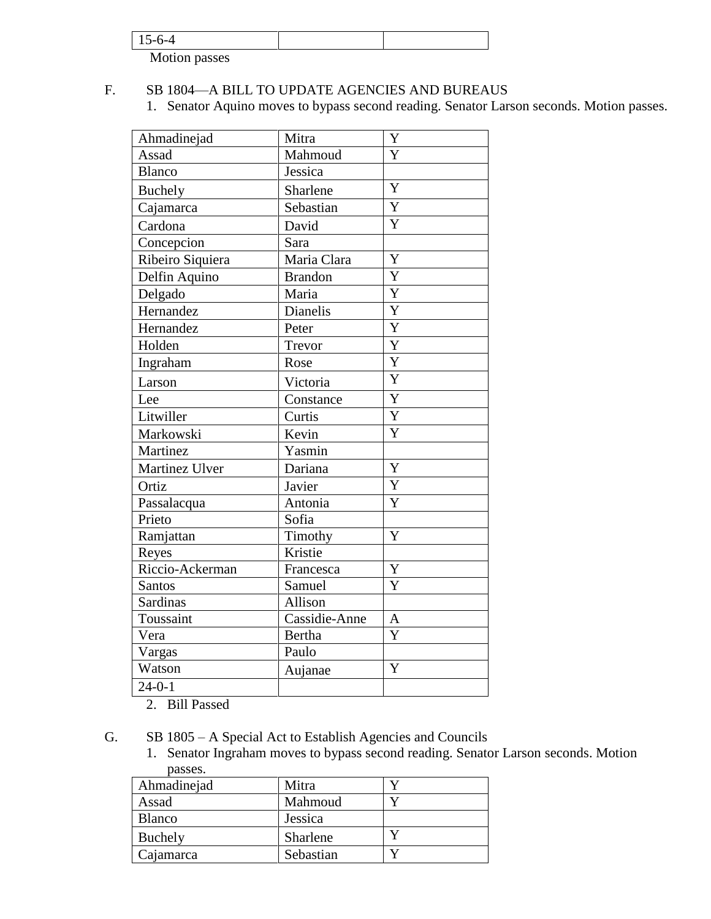| | | |
|---|---|---|
| 15-6-4 | | |

Motion passes

F. SB 1804—A BILL TO UPDATE AGENCIES AND BUREAUS

1. Senator Aquino moves to bypass second reading. Senator Larson seconds. Motion passes.

| | | |
|---|---|---|
| Ahmadinejad | Mitra | Y |
| Assad | Mahmoud | Y |
| Blanco | Jessica | |
| Buchely | Sharlene | Y |
| Cajamarca | Sebastian | Y |
| Cardona | David | Y |
| Concepcion | Sara | |
| Ribeiro Siquiera | Maria Clara | Y |
| Delfin Aquino | Brandon | Y |
| Delgado | Maria | Y |
| Hernandez | Dianelis | Y |
| Hernandez | Peter | Y |
| Holden | Trevor | Y |
| Ingraham | Rose | Y |
| Larson | Victoria | Y |
| Lee | Constance | Y |
| Litwiller | Curtis | Y |
| Markowski | Kevin | Y |
| Martinez | Yasmin | |
| Martinez Ulver | Dariana | Y |
| Ortiz | Javier | Y |
| Passalacqua | Antonia | Y |
| Prieto | Sofia | |
| Ramjattan | Timothy | Y |
| Reyes | Kristie | |
| Riccio-Ackerman | Francesca | Y |
| Santos | Samuel | Y |
| Sardinas | Allison | |
| Toussaint | Cassidie-Anne | A |
| Vera | Bertha | Y |
| Vargas | Paulo | |
| Watson | Aujanae | Y |
| 24-0-1 | | |

2. Bill Passed

G. SB 1805 – A Special Act to Establish Agencies and Councils

1. Senator Ingraham moves to bypass second reading. Senator Larson seconds. Motion passes.

| | | |
|---|---|---|
| Ahmadinejad | Mitra | Y |
| Assad | Mahmoud | Y |
| Blanco | Jessica | |
| Buchely | Sharlene | Y |
| Cajamarca | Sebastian | Y |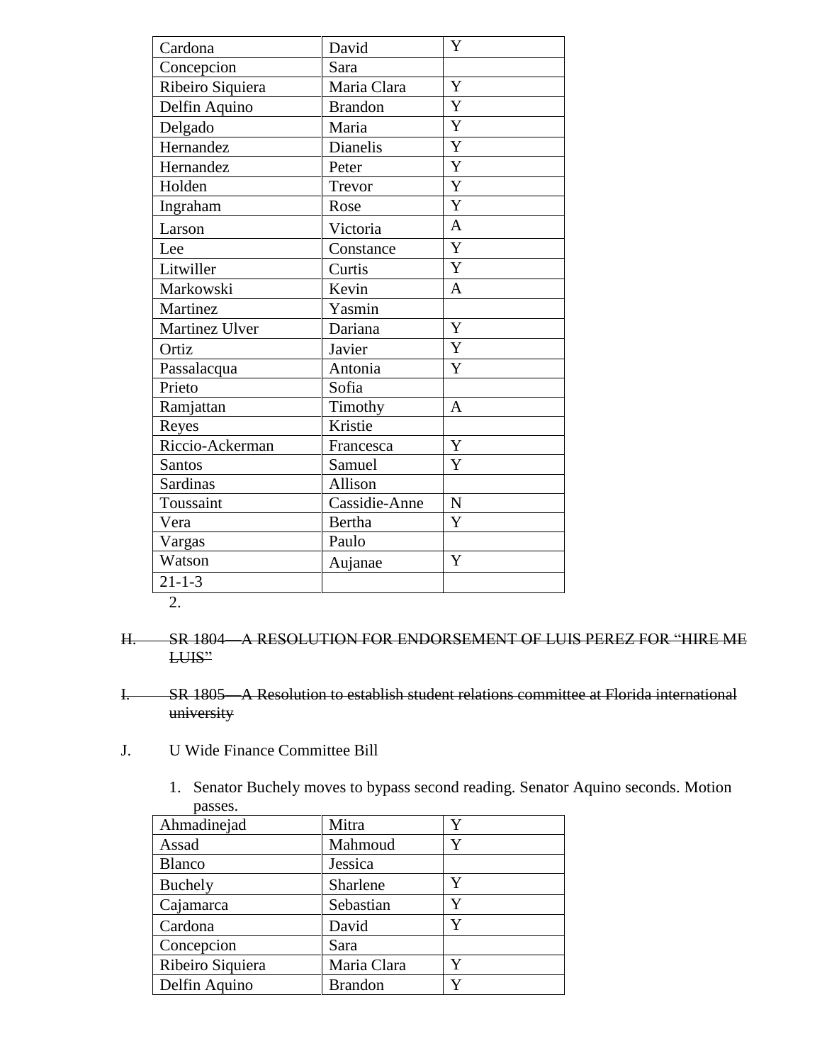| | | |
|---|---|---|
| Cardona | David | Y |
| Concepcion | Sara | |
| Ribeiro Siquiera | Maria Clara | Y |
| Delfin Aquino | Brandon | Y |
| Delgado | Maria | Y |
| Hernandez | Dianelis | Y |
| Hernandez | Peter | Y |
| Holden | Trevor | Y |
| Ingraham | Rose | Y |
| Larson | Victoria | A |
| Lee | Constance | Y |
| Litwiller | Curtis | Y |
| Markowski | Kevin | A |
| Martinez | Yasmin | |
| Martinez Ulver | Dariana | Y |
| Ortiz | Javier | Y |
| Passalacqua | Antonia | Y |
| Prieto | Sofia | |
| Ramjattan | Timothy | A |
| Reyes | Kristie | |
| Riccio-Ackerman | Francesca | Y |
| Santos | Samuel | Y |
| Sardinas | Allison | |
| Toussaint | Cassidie-Anne | N |
| Vera | Bertha | Y |
| Vargas | Paulo | |
| Watson | Aujanae | Y |
| 21-1-3 | | |

2.

H. ~~SR 1804—A RESOLUTION FOR ENDORSEMENT OF LUIS PEREZ FOR "HIRE ME LUIS"~~

I. ~~SR 1805—A Resolution to establish student relations committee at Florida international university~~

J. U Wide Finance Committee Bill

1. Senator Buchely moves to bypass second reading. Senator Aquino seconds. Motion passes.

| | | |
|---|---|---|
| Ahmadinejad | Mitra | Y |
| Assad | Mahmoud | Y |
| Blanco | Jessica | |
| Buchely | Sharlene | Y |
| Cajamarca | Sebastian | Y |
| Cardona | David | Y |
| Concepcion | Sara | |
| Ribeiro Siquiera | Maria Clara | Y |
| Delfin Aquino | Brandon | Y |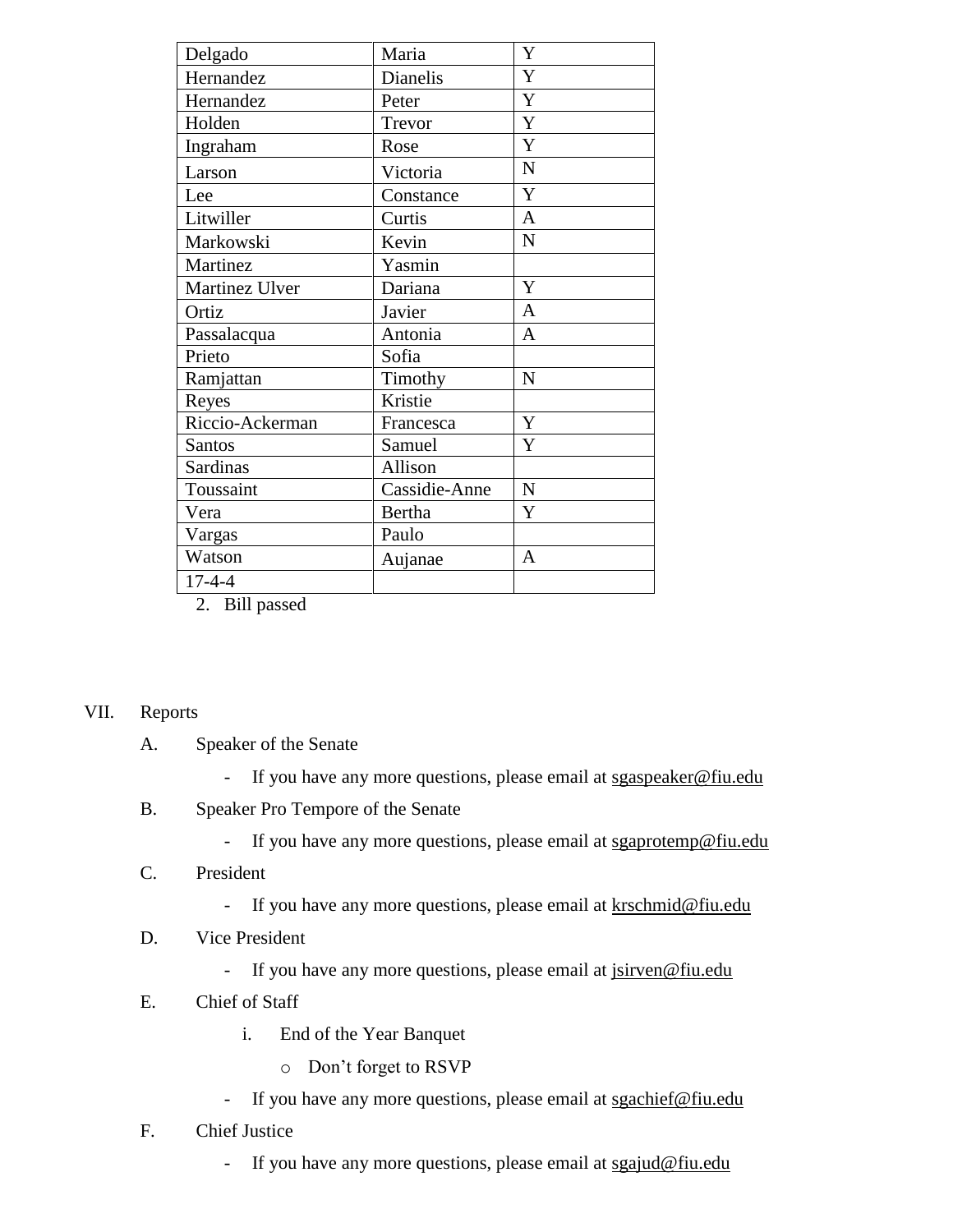| | | |
|---|---|---|
| Delgado | Maria | Y |
| Hernandez | Dianelis | Y |
| Hernandez | Peter | Y |
| Holden | Trevor | Y |
| Ingraham | Rose | Y |
| Larson | Victoria | N |
| Lee | Constance | Y |
| Litwiller | Curtis | A |
| Markowski | Kevin | N |
| Martinez | Yasmin | |
| Martinez Ulver | Dariana | Y |
| Ortiz | Javier | A |
| Passalacqua | Antonia | A |
| Prieto | Sofia | |
| Ramjattan | Timothy | N |
| Reyes | Kristie | |
| Riccio-Ackerman | Francesca | Y |
| Santos | Samuel | Y |
| Sardinas | Allison | |
| Toussaint | Cassidie-Anne | N |
| Vera | Bertha | Y |
| Vargas | Paulo | |
| Watson | Aujanae | A |
| 17-4-4 | | |

2. Bill passed

VII. Reports

A. Speaker of the Senate

- If you have any more questions, please email at sgaspeaker@fiu.edu

B. Speaker Pro Tempore of the Senate

- If you have any more questions, please email at sgaprotemp@fiu.edu

C. President

- If you have any more questions, please email at krschmid@fiu.edu

D. Vice President

- If you have any more questions, please email at jsirven@fiu.edu

E. Chief of Staff

i. End of the Year Banquet

- Don't forget to RSVP

- If you have any more questions, please email at sgachief@fiu.edu

F. Chief Justice

- If you have any more questions, please email at sgajud@fiu.edu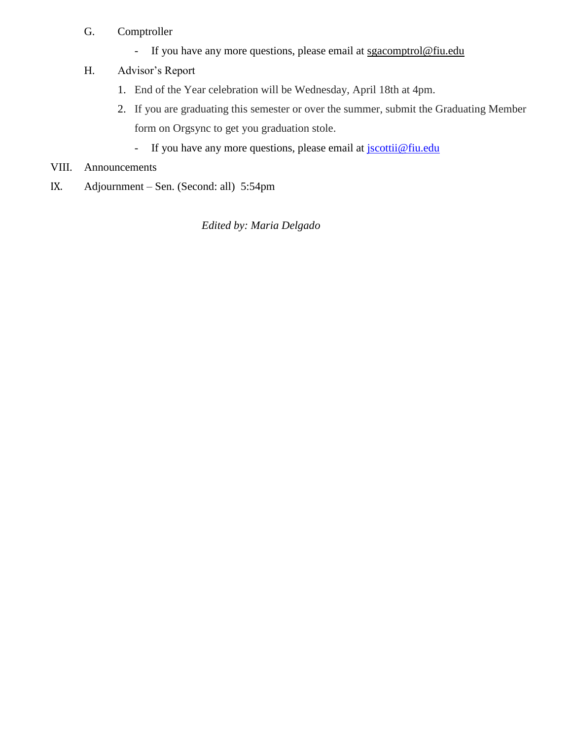G. Comptroller

- If you have any more questions, please email at sgacomptrol@fiu.edu

H. Advisor's Report

1. End of the Year celebration will be Wednesday, April 18th at 4pm.
2. If you are graduating this semester or over the summer, submit the Graduating Member form on Orgsync to get you graduation stole.
   - If you have any more questions, please email at jscottii@fiu.edu

VIII. Announcements

IX. Adjournment – Sen. (Second: all) 5:54pm

*Edited by: Maria Delgado*